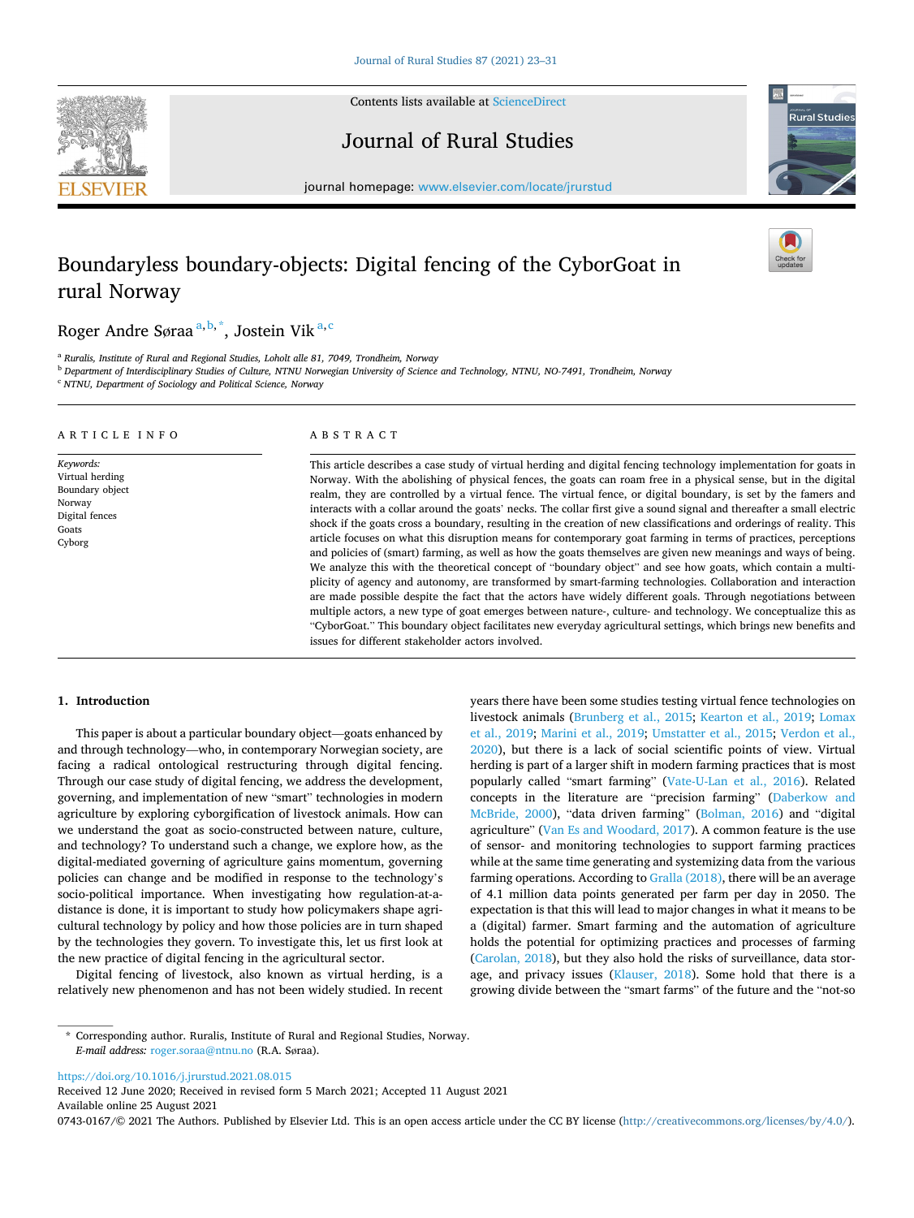# Boundaryless boundary-objects: Digital fencing of the CyborGoat in rural Norway

Roger Andre Søraa[a,b,*], Jostein Vik[a,c]

[a] Ruralis, Institute of Rural and Regional Studies, Loholt alle 81, 7049, Trondheim, Norway
[b] Department of Interdisciplinary Studies of Culture, NTNU Norwegian University of Science and Technology, NTNU, NO-7491, Trondheim, Norway
[c] NTNU, Department of Sociology and Political Science, Norway

## ARTICLE INFO

*Keywords:*
Virtual herding
Boundary object
Norway
Digital fences
Goats
Cyborg

## ABSTRACT

This article describes a case study of virtual herding and digital fencing technology implementation for goats in Norway. With the abolishing of physical fences, the goats can roam free in a physical sense, but in the digital realm, they are controlled by a virtual fence. The virtual fence, or digital boundary, is set by the famers and interacts with a collar around the goats' necks. The collar first give a sound signal and thereafter a small electric shock if the goats cross a boundary, resulting in the creation of new classifications and orderings of reality. This article focuses on what this disruption means for contemporary goat farming in terms of practices, perceptions and policies of (smart) farming, as well as how the goats themselves are given new meanings and ways of being. We analyze this with the theoretical concept of "boundary object" and see how goats, which contain a multiplicity of agency and autonomy, are transformed by smart-farming technologies. Collaboration and interaction are made possible despite the fact that the actors have widely different goals. Through negotiations between multiple actors, a new type of goat emerges between nature-, culture- and technology. We conceptualize this as "CyborGoat." This boundary object facilitates new everyday agricultural settings, which brings new benefits and issues for different stakeholder actors involved.

## 1. Introduction

This paper is about a particular boundary object—goats enhanced by and through technology—who, in contemporary Norwegian society, are facing a radical ontological restructuring through digital fencing. Through our case study of digital fencing, we address the development, governing, and implementation of new "smart" technologies in modern agriculture by exploring cyborgification of livestock animals. How can we understand the goat as socio-constructed between nature, culture, and technology? To understand such a change, we explore how, as the digital-mediated governing of agriculture gains momentum, governing policies can change and be modified in response to the technology's socio-political importance. When investigating how regulation-at-a-distance is done, it is important to study how policymakers shape agricultural technology by policy and how those policies are in turn shaped by the technologies they govern. To investigate this, let us first look at the new practice of digital fencing in the agricultural sector.

Digital fencing of livestock, also known as virtual herding, is a relatively new phenomenon and has not been widely studied. In recent years there have been some studies testing virtual fence technologies on livestock animals (Brunberg et al., 2015; Kearton et al., 2019; Lomax et al., 2019; Marini et al., 2019; Umstatter et al., 2015; Verdon et al., 2020), but there is a lack of social scientific points of view. Virtual herding is part of a larger shift in modern farming practices that is most popularly called "smart farming" (Vate-U-Lan et al., 2016). Related concepts in the literature are "precision farming" (Daberkow and McBride, 2000), "data driven farming" (Bolman, 2016) and "digital agriculture" (Van Es and Woodard, 2017). A common feature is the use of sensor- and monitoring technologies to support farming practices while at the same time generating and systemizing data from the various farming operations. According to Gralla (2018), there will be an average of 4.1 million data points generated per farm per day in 2050. The expectation is that this will lead to major changes in what it means to be a (digital) farmer. Smart farming and the automation of agriculture holds the potential for optimizing practices and processes of farming (Carolan, 2018), but they also hold the risks of surveillance, data storage, and privacy issues (Klauser, 2018). Some hold that there is a growing divide between the "smart farms" of the future and the "not-so

* Corresponding author. Ruralis, Institute of Rural and Regional Studies, Norway.
*E-mail address:* roger.soraa@ntnu.no (R.A. Søraa).

https://doi.org/10.1016/j.jrurstud.2021.08.015
Received 12 June 2020; Received in revised form 5 March 2021; Accepted 11 August 2021
Available online 25 August 2021
0743-0167/© 2021 The Authors. Published by Elsevier Ltd. This is an open access article under the CC BY license (http://creativecommons.org/licenses/by/4.0/).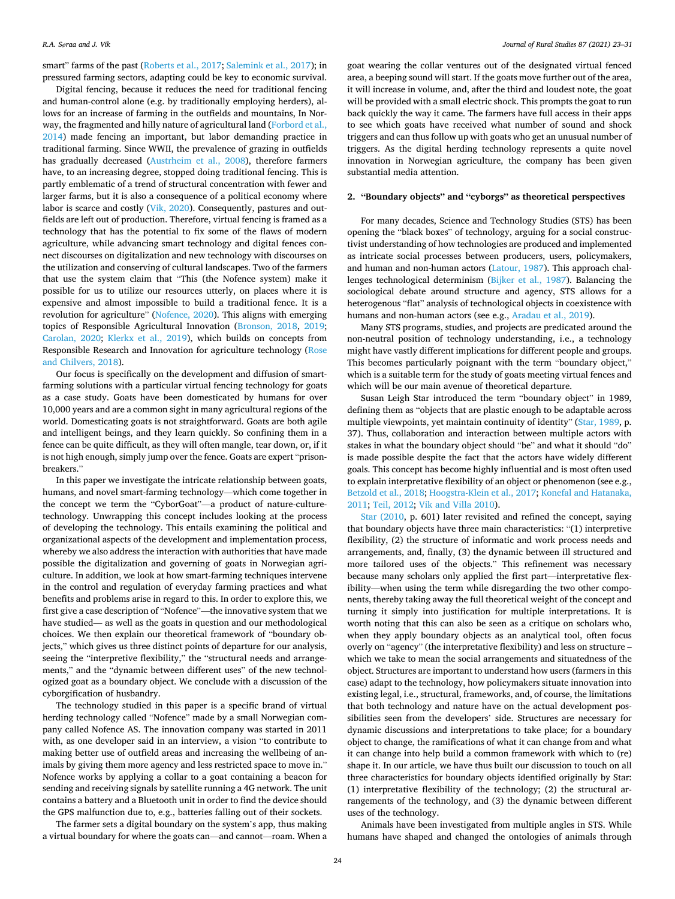smart" farms of the past (Roberts et al., 2017; Salemink et al., 2017); in pressured farming sectors, adapting could be key to economic survival.

Digital fencing, because it reduces the need for traditional fencing and human-control alone (e.g. by traditionally employing herders), allows for an increase of farming in the outfields and mountains, In Norway, the fragmented and hilly nature of agricultural land (Forbord et al., 2014) made fencing an important, but labor demanding practice in traditional farming. Since WWII, the prevalence of grazing in outfields has gradually decreased (Austrheim et al., 2008), therefore farmers have, to an increasing degree, stopped doing traditional fencing. This is partly emblematic of a trend of structural concentration with fewer and larger farms, but it is also a consequence of a political economy where labor is scarce and costly (Vik, 2020). Consequently, pastures and outfields are left out of production. Therefore, virtual fencing is framed as a technology that has the potential to fix some of the flaws of modern agriculture, while advancing smart technology and digital fences connect discourses on digitalization and new technology with discourses on the utilization and conserving of cultural landscapes. Two of the farmers that use the system claim that "This (the Nofence system) make it possible for us to utilize our resources utterly, on places where it is expensive and almost impossible to build a traditional fence. It is a revolution for agriculture" (Nofence, 2020). This aligns with emerging topics of Responsible Agricultural Innovation (Bronson, 2018, 2019; Carolan, 2020; Klerkx et al., 2019), which builds on concepts from Responsible Research and Innovation for agriculture technology (Rose and Chilvers, 2018).

Our focus is specifically on the development and diffusion of smart-farming solutions with a particular virtual fencing technology for goats as a case study. Goats have been domesticated by humans for over 10,000 years and are a common sight in many agricultural regions of the world. Domesticating goats is not straightforward. Goats are both agile and intelligent beings, and they learn quickly. So confining them in a fence can be quite difficult, as they will often mangle, tear down, or, if it is not high enough, simply jump over the fence. Goats are expert "prison-breakers."

In this paper we investigate the intricate relationship between goats, humans, and novel smart-farming technology—which come together in the concept we term the "CyborGoat"—a product of nature-culture-technology. Unwrapping this concept includes looking at the process of developing the technology. This entails examining the political and organizational aspects of the development and implementation process, whereby we also address the interaction with authorities that have made possible the digitalization and governing of goats in Norwegian agriculture. In addition, we look at how smart-farming techniques intervene in the control and regulation of everyday farming practices and what benefits and problems arise in regard to this. In order to explore this, we first give a case description of "Nofence"—the innovative system that we have studied— as well as the goats in question and our methodological choices. We then explain our theoretical framework of "boundary objects," which gives us three distinct points of departure for our analysis, seeing the "interpretive flexibility," the "structural needs and arrangements," and the "dynamic between different uses" of the new technologized goat as a boundary object. We conclude with a discussion of the cyborgification of husbandry.

The technology studied in this paper is a specific brand of virtual herding technology called "Nofence" made by a small Norwegian company called Nofence AS. The innovation company was started in 2011 with, as one developer said in an interview, a vision "to contribute to making better use of outfield areas and increasing the wellbeing of animals by giving them more agency and less restricted space to move in." Nofence works by applying a collar to a goat containing a beacon for sending and receiving signals by satellite running a 4G network. The unit contains a battery and a Bluetooth unit in order to find the device should the GPS malfunction due to, e.g., batteries falling out of their sockets.

The farmer sets a digital boundary on the system's app, thus making a virtual boundary for where the goats can—and cannot—roam. When a goat wearing the collar ventures out of the designated virtual fenced area, a beeping sound will start. If the goats move further out of the area, it will increase in volume, and, after the third and loudest note, the goat will be provided with a small electric shock. This prompts the goat to run back quickly the way it came. The farmers have full access in their apps to see which goats have received what number of sound and shock triggers and can thus follow up with goats who get an unusual number of triggers. As the digital herding technology represents a quite novel innovation in Norwegian agriculture, the company has been given substantial media attention.

## 2. "Boundary objects" and "cyborgs" as theoretical perspectives

For many decades, Science and Technology Studies (STS) has been opening the "black boxes" of technology, arguing for a social constructivist understanding of how technologies are produced and implemented as intricate social processes between producers, users, policymakers, and human and non-human actors (Latour, 1987). This approach challenges technological determinism (Bijker et al., 1987). Balancing the sociological debate around structure and agency, STS allows for a heterogenous "flat" analysis of technological objects in coexistence with humans and non-human actors (see e.g., Aradau et al., 2019).

Many STS programs, studies, and projects are predicated around the non-neutral position of technology understanding, i.e., a technology might have vastly different implications for different people and groups. This becomes particularly poignant with the term "boundary object," which is a suitable term for the study of goats meeting virtual fences and which will be our main avenue of theoretical departure.

Susan Leigh Star introduced the term "boundary object" in 1989, defining them as "objects that are plastic enough to be adaptable across multiple viewpoints, yet maintain continuity of identity" (Star, 1989, p. 37). Thus, collaboration and interaction between multiple actors with stakes in what the boundary object should "be" and what it should "do" is made possible despite the fact that the actors have widely different goals. This concept has become highly influential and is most often used to explain interpretative flexibility of an object or phenomenon (see e.g., Betzold et al., 2018; Hoogstra-Klein et al., 2017; Konefal and Hatanaka, 2011; Teil, 2012; Vik and Villa 2010).

Star (2010, p. 601) later revisited and refined the concept, saying that boundary objects have three main characteristics: "(1) interpretive flexibility, (2) the structure of informatic and work process needs and arrangements, and, finally, (3) the dynamic between ill structured and more tailored uses of the objects." This refinement was necessary because many scholars only applied the first part—interpretative flexibility—when using the term while disregarding the two other components, thereby taking away the full theoretical weight of the concept and turning it simply into justification for multiple interpretations. It is worth noting that this can also be seen as a critique on scholars who, when they apply boundary objects as an analytical tool, often focus overly on "agency" (the interpretative flexibility) and less on structure – which we take to mean the social arrangements and situatedness of the object. Structures are important to understand how users (farmers in this case) adapt to the technology, how policymakers situate innovation into existing legal, i.e., structural, frameworks, and, of course, the limitations that both technology and nature have on the actual development possibilities seen from the developers' side. Structures are necessary for dynamic discussions and interpretations to take place; for a boundary object to change, the ramifications of what it can change from and what it can change into help build a common framework with which to (re) shape it. In our article, we have thus built our discussion to touch on all three characteristics for boundary objects identified originally by Star: (1) interpretive flexibility of the technology; (2) the structural arrangements of the technology, and (3) the dynamic between different uses of the technology.

Animals have been investigated from multiple angles in STS. While humans have shaped and changed the ontologies of animals through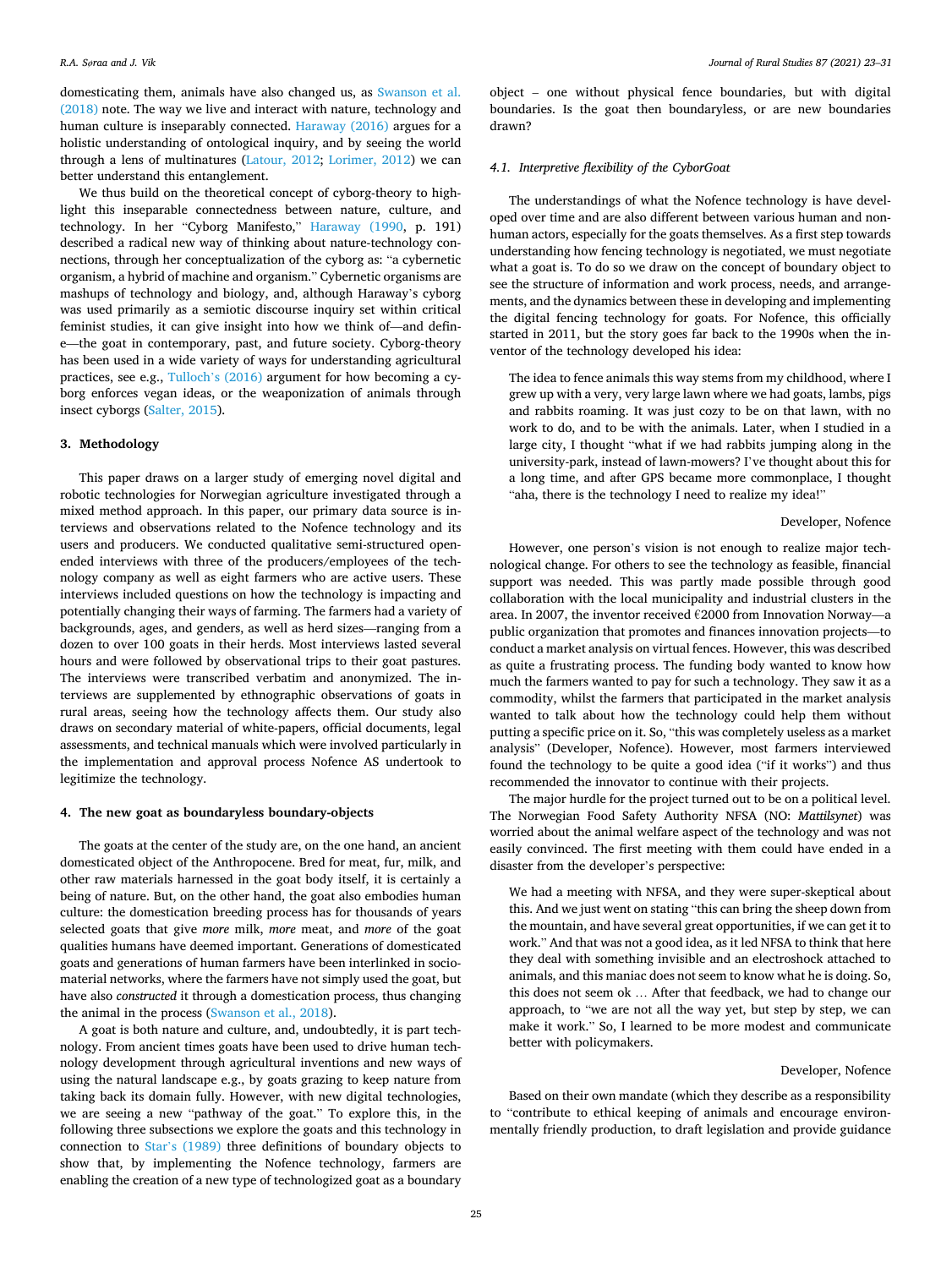domesticating them, animals have also changed us, as Swanson et al. (2018) note. The way we live and interact with nature, technology and human culture is inseparably connected. Haraway (2016) argues for a holistic understanding of ontological inquiry, and by seeing the world through a lens of multinatures (Latour, 2012; Lorimer, 2012) we can better understand this entanglement.

We thus build on the theoretical concept of cyborg-theory to highlight this inseparable connectedness between nature, culture, and technology. In her "Cyborg Manifesto," Haraway (1990, p. 191) described a radical new way of thinking about nature-technology connections, through her conceptualization of the cyborg as: "a cybernetic organism, a hybrid of machine and organism." Cybernetic organisms are mashups of technology and biology, and, although Haraway's cyborg was used primarily as a semiotic discourse inquiry set within critical feminist studies, it can give insight into how we think of—and define—the goat in contemporary, past, and future society. Cyborg-theory has been used in a wide variety of ways for understanding agricultural practices, see e.g., Tulloch's (2016) argument for how becoming a cyborg enforces vegan ideas, or the weaponization of animals through insect cyborgs (Salter, 2015).

## 3. Methodology

This paper draws on a larger study of emerging novel digital and robotic technologies for Norwegian agriculture investigated through a mixed method approach. In this paper, our primary data source is interviews and observations related to the Nofence technology and its users and producers. We conducted qualitative semi-structured open-ended interviews with three of the producers/employees of the technology company as well as eight farmers who are active users. These interviews included questions on how the technology is impacting and potentially changing their ways of farming. The farmers had a variety of backgrounds, ages, and genders, as well as herd sizes—ranging from a dozen to over 100 goats in their herds. Most interviews lasted several hours and were followed by observational trips to their goat pastures. The interviews were transcribed verbatim and anonymized. The interviews are supplemented by ethnographic observations of goats in rural areas, seeing how the technology affects them. Our study also draws on secondary material of white-papers, official documents, legal assessments, and technical manuals which were involved particularly in the implementation and approval process Nofence AS undertook to legitimize the technology.

## 4. The new goat as boundaryless boundary-objects

The goats at the center of the study are, on the one hand, an ancient domesticated object of the Anthropocene. Bred for meat, fur, milk, and other raw materials harnessed in the goat body itself, it is certainly a being of nature. But, on the other hand, the goat also embodies human culture: the domestication breeding process has for thousands of years selected goats that give *more* milk, *more* meat, and *more* of the goat qualities humans have deemed important. Generations of domesticated goats and generations of human farmers have been interlinked in socio-material networks, where the farmers have not simply used the goat, but have also *constructed* it through a domestication process, thus changing the animal in the process (Swanson et al., 2018).

A goat is both nature and culture, and, undoubtedly, it is part technology. From ancient times goats have been used to drive human technology development through agricultural inventions and new ways of using the natural landscape e.g., by goats grazing to keep nature from taking back its domain fully. However, with new digital technologies, we are seeing a new "pathway of the goat." To explore this, in the following three subsections we explore the goats and this technology in connection to Star's (1989) three definitions of boundary objects to show that, by implementing the Nofence technology, farmers are enabling the creation of a new type of technologized goat as a boundary object – one without physical fence boundaries, but with digital boundaries. Is the goat then boundaryless, or are new boundaries drawn?

### 4.1. Interpretive flexibility of the CyborGoat

The understandings of what the Nofence technology is have developed over time and are also different between various human and non-human actors, especially for the goats themselves. As a first step towards understanding how fencing technology is negotiated, we must negotiate what a goat is. To do so we draw on the concept of boundary object to see the structure of information and work process, needs, and arrangements, and the dynamics between these in developing and implementing the digital fencing technology for goats. For Nofence, this officially started in 2011, but the story goes far back to the 1990s when the inventor of the technology developed his idea:

> The idea to fence animals this way stems from my childhood, where I grew up with a very, very large lawn where we had goats, lambs, pigs and rabbits roaming. It was just cozy to be on that lawn, with no work to do, and to be with the animals. Later, when I studied in a large city, I thought "what if we had rabbits jumping along in the university-park, instead of lawn-mowers? I've thought about this for a long time, and after GPS became more commonplace, I thought "aha, there is the technology I need to realize my idea!"
>
> Developer, Nofence

However, one person's vision is not enough to realize major technological change. For others to see the technology as feasible, financial support was needed. This was partly made possible through good collaboration with the local municipality and industrial clusters in the area. In 2007, the inventor received €2000 from Innovation Norway—a public organization that promotes and finances innovation projects—to conduct a market analysis on virtual fences. However, this was described as quite a frustrating process. The funding body wanted to know how much the farmers wanted to pay for such a technology. They saw it as a commodity, whilst the farmers that participated in the market analysis wanted to talk about how the technology could help them without putting a specific price on it. So, "this was completely useless as a market analysis" (Developer, Nofence). However, most farmers interviewed found the technology to be quite a good idea ("if it works") and thus recommended the innovator to continue with their projects.

The major hurdle for the project turned out to be on a political level. The Norwegian Food Safety Authority NFSA (NO: *Mattilsynet*) was worried about the animal welfare aspect of the technology and was not easily convinced. The first meeting with them could have ended in a disaster from the developer's perspective:

> We had a meeting with NFSA, and they were super-skeptical about this. And we just went on stating "this can bring the sheep down from the mountain, and have several great opportunities, if we can get it to work." And that was not a good idea, as it led NFSA to think that here they deal with something invisible and an electroshock attached to animals, and this maniac does not seem to know what he is doing. So, this does not seem ok … After that feedback, we had to change our approach, to "we are not all the way yet, but step by step, we can make it work." So, I learned to be more modest and communicate better with policymakers.
>
> Developer, Nofence

Based on their own mandate (which they describe as a responsibility to "contribute to ethical keeping of animals and encourage environmentally friendly production, to draft legislation and provide guidance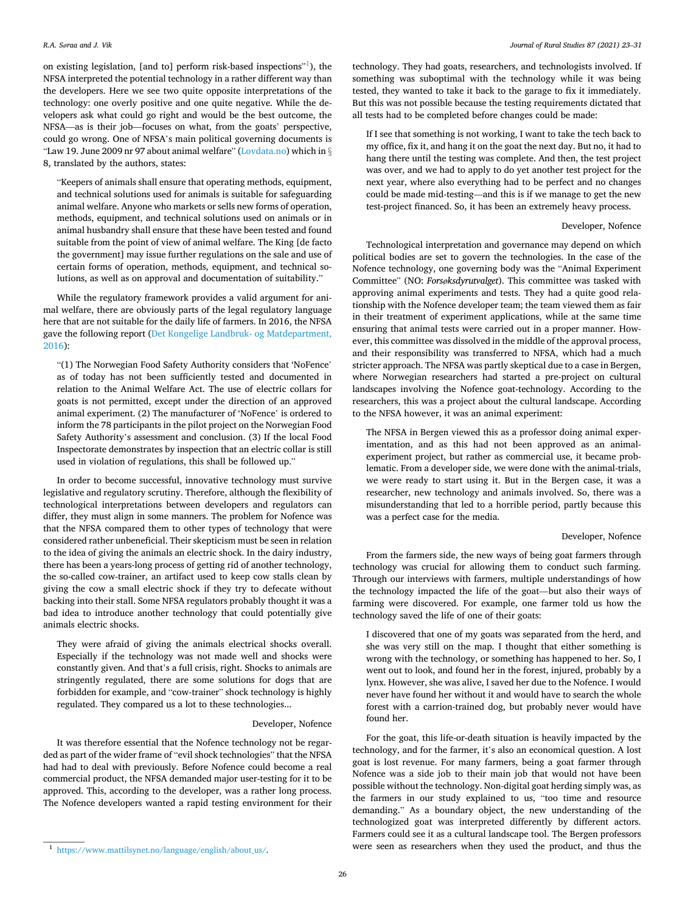on existing legislation, [and to] perform risk-based inspections"[1]), the NFSA interpreted the potential technology in a rather different way than the developers. Here we see two quite opposite interpretations of the technology: one overly positive and one quite negative. While the developers ask what could go right and would be the best outcome, the NFSA—as is their job—focuses on what, from the goats' perspective, could go wrong. One of NFSA's main political governing documents is "Law 19. June 2009 nr 97 about animal welfare" (Lovdata.no) which in § 8, translated by the authors, states:

> "Keepers of animals shall ensure that operating methods, equipment, and technical solutions used for animals is suitable for safeguarding animal welfare. Anyone who markets or sells new forms of operation, methods, equipment, and technical solutions used on animals or in animal husbandry shall ensure that these have been tested and found suitable from the point of view of animal welfare. The King [de facto the government] may issue further regulations on the sale and use of certain forms of operation, methods, equipment, and technical solutions, as well as on approval and documentation of suitability."

While the regulatory framework provides a valid argument for animal welfare, there are obviously parts of the legal regulatory language here that are not suitable for the daily life of farmers. In 2016, the NFSA gave the following report (Det Kongelige Landbruk- og Matdepartment, 2016):

> "(1) The Norwegian Food Safety Authority considers that 'NoFence' as of today has not been sufficiently tested and documented in relation to the Animal Welfare Act. The use of electric collars for goats is not permitted, except under the direction of an approved animal experiment. (2) The manufacturer of 'NoFence' is ordered to inform the 78 participants in the pilot project on the Norwegian Food Safety Authority's assessment and conclusion. (3) If the local Food Inspectorate demonstrates by inspection that an electric collar is still used in violation of regulations, this shall be followed up."

In order to become successful, innovative technology must survive legislative and regulatory scrutiny. Therefore, although the flexibility of technological interpretations between developers and regulators can differ, they must align in some manners. The problem for Nofence was that the NFSA compared them to other types of technology that were considered rather unbeneficial. Their skepticism must be seen in relation to the idea of giving the animals an electric shock. In the dairy industry, there has been a years-long process of getting rid of another technology, the so-called cow-trainer, an artifact used to keep cow stalls clean by giving the cow a small electric shock if they try to defecate without backing into their stall. Some NFSA regulators probably thought it was a bad idea to introduce another technology that could potentially give animals electric shocks.

> They were afraid of giving the animals electrical shocks overall. Especially if the technology was not made well and shocks were constantly given. And that's a full crisis, right. Shocks to animals are stringently regulated, there are some solutions for dogs that are forbidden for example, and "cow-trainer" shock technology is highly regulated. They compared us a lot to these technologies...
>
> Developer, Nofence

It was therefore essential that the Nofence technology not be regarded as part of the wider frame of "evil shock technologies" that the NFSA had had to deal with previously. Before Nofence could become a real commercial product, the NFSA demanded major user-testing for it to be approved. This, according to the developer, was a rather long process. The Nofence developers wanted a rapid testing environment for their technology. They had goats, researchers, and technologists involved. If something was suboptimal with the technology while it was being tested, they wanted to take it back to the garage to fix it immediately. But this was not possible because the testing requirements dictated that all tests had to be completed before changes could be made:

> If I see that something is not working, I want to take the tech back to my office, fix it, and hang it on the goat the next day. But no, it had to hang there until the testing was complete. And then, the test project was over, and we had to apply to do yet another test project for the next year, where also everything had to be perfect and no changes could be made mid-testing—and this is if we manage to get the new test-project financed. So, it has been an extremely heavy process.
>
> Developer, Nofence

Technological interpretation and governance may depend on which political bodies are set to govern the technologies. In the case of the Nofence technology, one governing body was the "Animal Experiment Committee" (NO: *Forsøksdyrutvalget*). This committee was tasked with approving animal experiments and tests. They had a quite good relationship with the Nofence developer team; the team viewed them as fair in their treatment of experiment applications, while at the same time ensuring that animal tests were carried out in a proper manner. However, this committee was dissolved in the middle of the approval process, and their responsibility was transferred to NFSA, which had a much stricter approach. The NFSA was partly skeptical due to a case in Bergen, where Norwegian researchers had started a pre-project on cultural landscapes involving the Nofence goat-technology. According to the researchers, this was a project about the cultural landscape. According to the NFSA however, it was an animal experiment:

> The NFSA in Bergen viewed this as a professor doing animal experimentation, and as this had not been approved as an animal-experiment project, but rather as commercial use, it became problematic. From a developer side, we were done with the animal-trials, we were ready to start using it. But in the Bergen case, it was a researcher, new technology and animals involved. So, there was a misunderstanding that led to a horrible period, partly because this was a perfect case for the media.
>
> Developer, Nofence

From the farmers side, the new ways of being goat farmers through technology was crucial for allowing them to conduct such farming. Through our interviews with farmers, multiple understandings of how the technology impacted the life of the goat—but also their ways of farming were discovered. For example, one farmer told us how the technology saved the life of one of their goats:

> I discovered that one of my goats was separated from the herd, and she was very still on the map. I thought that either something is wrong with the technology, or something has happened to her. So, I went out to look, and found her in the forest, injured, probably by a lynx. However, she was alive, I saved her due to the Nofence. I would never have found her without it and would have to search the whole forest with a carrion-trained dog, but probably never would have found her.

For the goat, this life-or-death situation is heavily impacted by the technology, and for the farmer, it's also an economical question. A lost goat is lost revenue. For many farmers, being a goat farmer through Nofence was a side job to their main job that would not have been possible without the technology. Non-digital goat herding simply was, as the farmers in our study explained to us, "too time and resource demanding." As a boundary object, the new understanding of the technologized goat was interpreted differently by different actors. Farmers could see it as a cultural landscape tool. The Bergen professors were seen as researchers when they used the product, and thus the

[1] https://www.mattilsynet.no/language/english/about_us/.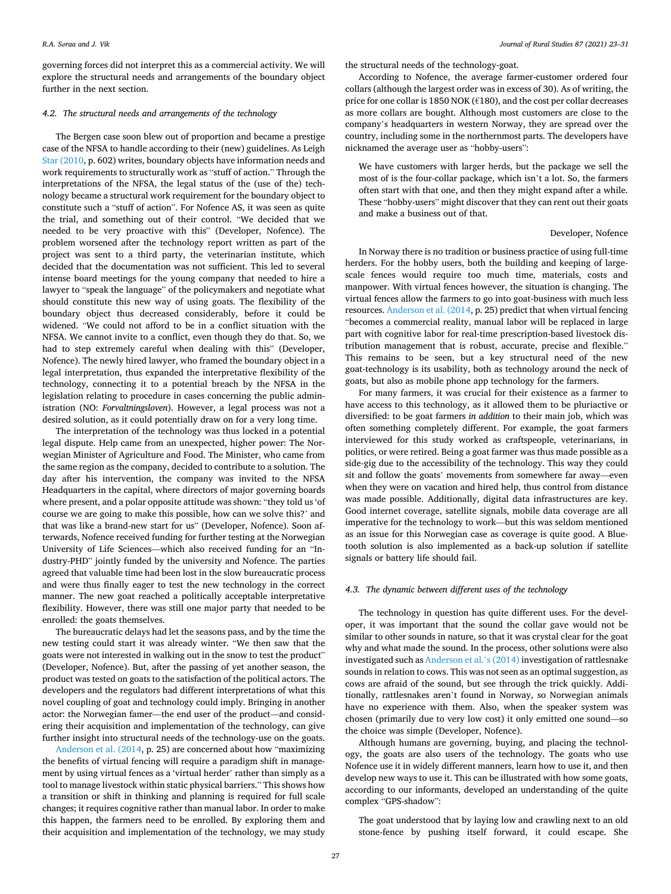governing forces did not interpret this as a commercial activity. We will explore the structural needs and arrangements of the boundary object further in the next section.

### 4.2. The structural needs and arrangements of the technology

The Bergen case soon blew out of proportion and became a prestige case of the NFSA to handle according to their (new) guidelines. As Leigh Star (2010, p. 602) writes, boundary objects have information needs and work requirements to structurally work as "stuff of action." Through the interpretations of the NFSA, the legal status of the (use of the) technology became a structural work requirement for the boundary object to constitute such a "stuff of action". For Nofence AS, it was seen as quite the trial, and something out of their control. "We decided that we needed to be very proactive with this" (Developer, Nofence). The problem worsened after the technology report written as part of the project was sent to a third party, the veterinarian institute, which decided that the documentation was not sufficient. This led to several intense board meetings for the young company that needed to hire a lawyer to "speak the language" of the policymakers and negotiate what should constitute this new way of using goats. The flexibility of the boundary object thus decreased considerably, before it could be widened. "We could not afford to be in a conflict situation with the NFSA. We cannot invite to a conflict, even though they do that. So, we had to step extremely careful when dealing with this" (Developer, Nofence). The newly hired lawyer, who framed the boundary object in a legal interpretation, thus expanded the interpretative flexibility of the technology, connecting it to a potential breach by the NFSA in the legislation relating to procedure in cases concerning the public administration (NO: *Forvaltningsloven*). However, a legal process was not a desired solution, as it could potentially draw on for a very long time.

The interpretation of the technology was thus locked in a potential legal dispute. Help came from an unexpected, higher power: The Norwegian Minister of Agriculture and Food. The Minister, who came from the same region as the company, decided to contribute to a solution. The day after his intervention, the company was invited to the NFSA Headquarters in the capital, where directors of major governing boards where present, and a polar opposite attitude was shown: "they told us 'of course we are going to make this possible, how can we solve this?' and that was like a brand-new start for us" (Developer, Nofence). Soon afterwards, Nofence received funding for further testing at the Norwegian University of Life Sciences—which also received funding for an "Industry-PHD" jointly funded by the university and Nofence. The parties agreed that valuable time had been lost in the slow bureaucratic process and were thus finally eager to test the new technology in the correct manner. The new goat reached a politically acceptable interpretative flexibility. However, there was still one major party that needed to be enrolled: the goats themselves.

The bureaucratic delays had let the seasons pass, and by the time the new testing could start it was already winter. "We then saw that the goats were not interested in walking out in the snow to test the product" (Developer, Nofence). But, after the passing of yet another season, the product was tested on goats to the satisfaction of the political actors. The developers and the regulators had different interpretations of what this novel coupling of goat and technology could imply. Bringing in another actor: the Norwegian famer—the end user of the product—and considering their acquisition and implementation of the technology, can give further insight into structural needs of the technology-use on the goats.

Anderson et al. (2014, p. 25) are concerned about how "maximizing the benefits of virtual fencing will require a paradigm shift in management by using virtual fences as a 'virtual herder' rather than simply as a tool to manage livestock within static physical barriers." This shows how a transition or shift in thinking and planning is required for full scale changes; it requires cognitive rather than manual labor. In order to make this happen, the farmers need to be enrolled. By exploring them and their acquisition and implementation of the technology, we may study the structural needs of the technology-goat.

According to Nofence, the average farmer-customer ordered four collars (although the largest order was in excess of 30). As of writing, the price for one collar is 1850 NOK (€180), and the cost per collar decreases as more collars are bought. Although most customers are close to the company's headquarters in western Norway, they are spread over the country, including some in the northernmost parts. The developers have nicknamed the average user as "hobby-users":

> We have customers with larger herds, but the package we sell the most of is the four-collar package, which isn't a lot. So, the farmers often start with that one, and then they might expand after a while. These "hobby-users" might discover that they can rent out their goats and make a business out of that.
>
> Developer, Nofence

In Norway there is no tradition or business practice of using full-time herders. For the hobby users, both the building and keeping of large-scale fences would require too much time, materials, costs and manpower. With virtual fences however, the situation is changing. The virtual fences allow the farmers to go into goat-business with much less resources. Anderson et al. (2014, p. 25) predict that when virtual fencing "becomes a commercial reality, manual labor will be replaced in large part with cognitive labor for real-time prescription-based livestock distribution management that is robust, accurate, precise and flexible." This remains to be seen, but a key structural need of the new goat-technology is its usability, both as technology around the neck of goats, but also as mobile phone app technology for the farmers.

For many farmers, it was crucial for their existence as a farmer to have access to this technology, as it allowed them to be pluriactive or diversified: to be goat farmers *in addition* to their main job, which was often something completely different. For example, the goat farmers interviewed for this study worked as craftspeople, veterinarians, in politics, or were retired. Being a goat farmer was thus made possible as a side-gig due to the accessibility of the technology. This way they could sit and follow the goats' movements from somewhere far away—even when they were on vacation and hired help, thus control from distance was made possible. Additionally, digital data infrastructures are key. Good internet coverage, satellite signals, mobile data coverage are all imperative for the technology to work—but this was seldom mentioned as an issue for this Norwegian case as coverage is quite good. A Bluetooth solution is also implemented as a back-up solution if satellite signals or battery life should fail.

### 4.3. The dynamic between different uses of the technology

The technology in question has quite different uses. For the developer, it was important that the sound the collar gave would not be similar to other sounds in nature, so that it was crystal clear for the goat why and what made the sound. In the process, other solutions were also investigated such as Anderson et al.'s (2014) investigation of rattlesnake sounds in relation to cows. This was not seen as an optimal suggestion, as cows are afraid of the sound, but see through the trick quickly. Additionally, rattlesnakes aren't found in Norway, so Norwegian animals have no experience with them. Also, when the speaker system was chosen (primarily due to very low cost) it only emitted one sound—so the choice was simple (Developer, Nofence).

Although humans are governing, buying, and placing the technology, the goats are also users of the technology. The goats who use Nofence use it in widely different manners, learn how to use it, and then develop new ways to use it. This can be illustrated with how some goats, according to our informants, developed an understanding of the quite complex "GPS-shadow":

> The goat understood that by laying low and crawling next to an old stone-fence by pushing itself forward, it could escape. She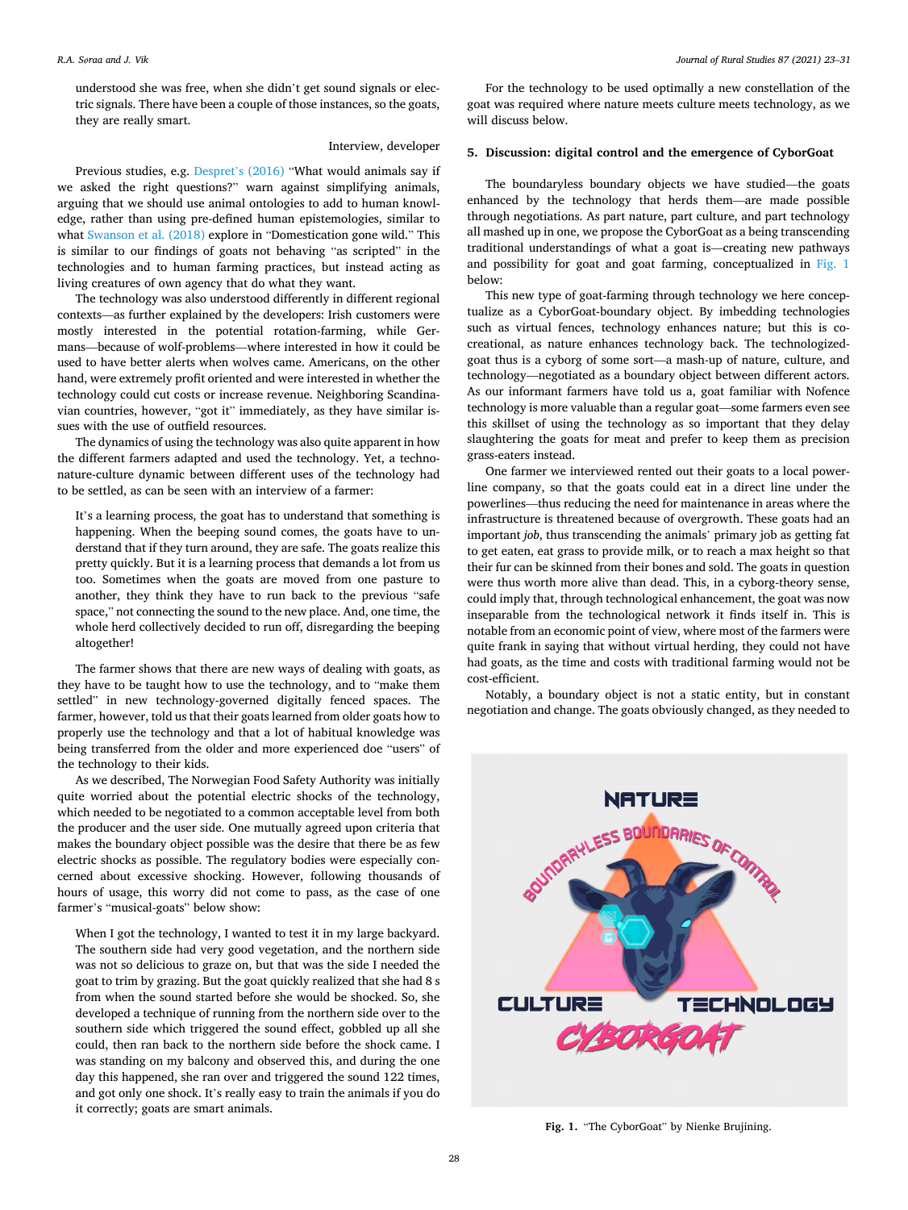understood she was free, when she didn't get sound signals or electric signals. There have been a couple of those instances, so the goats, they are really smart.

Interview, developer

Previous studies, e.g. Despret's (2016) "What would animals say if we asked the right questions?" warn against simplifying animals, arguing that we should use animal ontologies to add to human knowledge, rather than using pre-defined human epistemologies, similar to what Swanson et al. (2018) explore in "Domestication gone wild." This is similar to our findings of goats not behaving "as scripted" in the technologies and to human farming practices, but instead acting as living creatures of own agency that do what they want.

The technology was also understood differently in different regional contexts—as further explained by the developers: Irish customers were mostly interested in the potential rotation-farming, while Germans—because of wolf-problems—where interested in how it could be used to have better alerts when wolves came. Americans, on the other hand, were extremely profit oriented and were interested in whether the technology could cut costs or increase revenue. Neighboring Scandinavian countries, however, "got it" immediately, as they have similar issues with the use of outfield resources.

The dynamics of using the technology was also quite apparent in how the different farmers adapted and used the technology. Yet, a techno-nature-culture dynamic between different uses of the technology had to be settled, as can be seen with an interview of a farmer:

> It's a learning process, the goat has to understand that something is happening. When the beeping sound comes, the goats have to understand that if they turn around, they are safe. The goats realize this pretty quickly. But it is a learning process that demands a lot from us too. Sometimes when the goats are moved from one pasture to another, they think they have to run back to the previous "safe space," not connecting the sound to the new place. And, one time, the whole herd collectively decided to run off, disregarding the beeping altogether!

The farmer shows that there are new ways of dealing with goats, as they have to be taught how to use the technology, and to "make them settled" in new technology-governed digitally fenced spaces. The farmer, however, told us that their goats learned from older goats how to properly use the technology and that a lot of habitual knowledge was being transferred from the older and more experienced doe "users" of the technology to their kids.

As we described, The Norwegian Food Safety Authority was initially quite worried about the potential electric shocks of the technology, which needed to be negotiated to a common acceptable level from both the producer and the user side. One mutually agreed upon criteria that makes the boundary object possible was the desire that there be as few electric shocks as possible. The regulatory bodies were especially concerned about excessive shocking. However, following thousands of hours of usage, this worry did not come to pass, as the case of one farmer's "musical-goats" below show:

> When I got the technology, I wanted to test it in my large backyard. The southern side had very good vegetation, and the northern side was not so delicious to graze on, but that was the side I needed the goat to trim by grazing. But the goat quickly realized that she had 8 s from when the sound started before she would be shocked. So, she developed a technique of running from the northern side over to the southern side which triggered the sound effect, gobbled up all she could, then ran back to the northern side before the shock came. I was standing on my balcony and observed this, and during the one day this happened, she ran over and triggered the sound 122 times, and got only one shock. It's really easy to train the animals if you do it correctly; goats are smart animals.

For the technology to be used optimally a new constellation of the goat was required where nature meets culture meets technology, as we will discuss below.

## 5. Discussion: digital control and the emergence of CyborGoat

The boundaryless boundary objects we have studied—the goats enhanced by the technology that herds them—are made possible through negotiations. As part nature, part culture, and part technology all mashed up in one, we propose the CyborGoat as a being transcending traditional understandings of what a goat is—creating new pathways and possibility for goat and goat farming, conceptualized in Fig. 1 below:

This new type of goat-farming through technology we here conceptualize as a CyborGoat-boundary object. By imbedding technologies such as virtual fences, technology enhances nature; but this is co-creational, as nature enhances technology back. The technologized-goat thus is a cyborg of some sort—a mash-up of nature, culture, and technology—negotiated as a boundary object between different actors. As our informant farmers have told us a, goat familiar with Nofence technology is more valuable than a regular goat—some farmers even see this skillset of using the technology as so important that they delay slaughtering the goats for meat and prefer to keep them as precision grass-eaters instead.

One farmer we interviewed rented out their goats to a local power-line company, so that the goats could eat in a direct line under the powerlines—thus reducing the need for maintenance in areas where the infrastructure is threatened because of overgrowth. These goats had an important *job*, thus transcending the animals' primary job as getting fat to get eaten, eat grass to provide milk, or to reach a max height so that their fur can be skinned from their bones and sold. The goats in question were thus worth more alive than dead. This, in a cyborg-theory sense, could imply that, through technological enhancement, the goat was now inseparable from the technological network it finds itself in. This is notable from an economic point of view, where most of the farmers were quite frank in saying that without virtual herding, they could not have had goats, as the time and costs with traditional farming would not be cost-efficient.

Notably, a boundary object is not a static entity, but in constant negotiation and change. The goats obviously changed, as they needed to

**Fig. 1.** "The CyborGoat" by Nienke Brujining.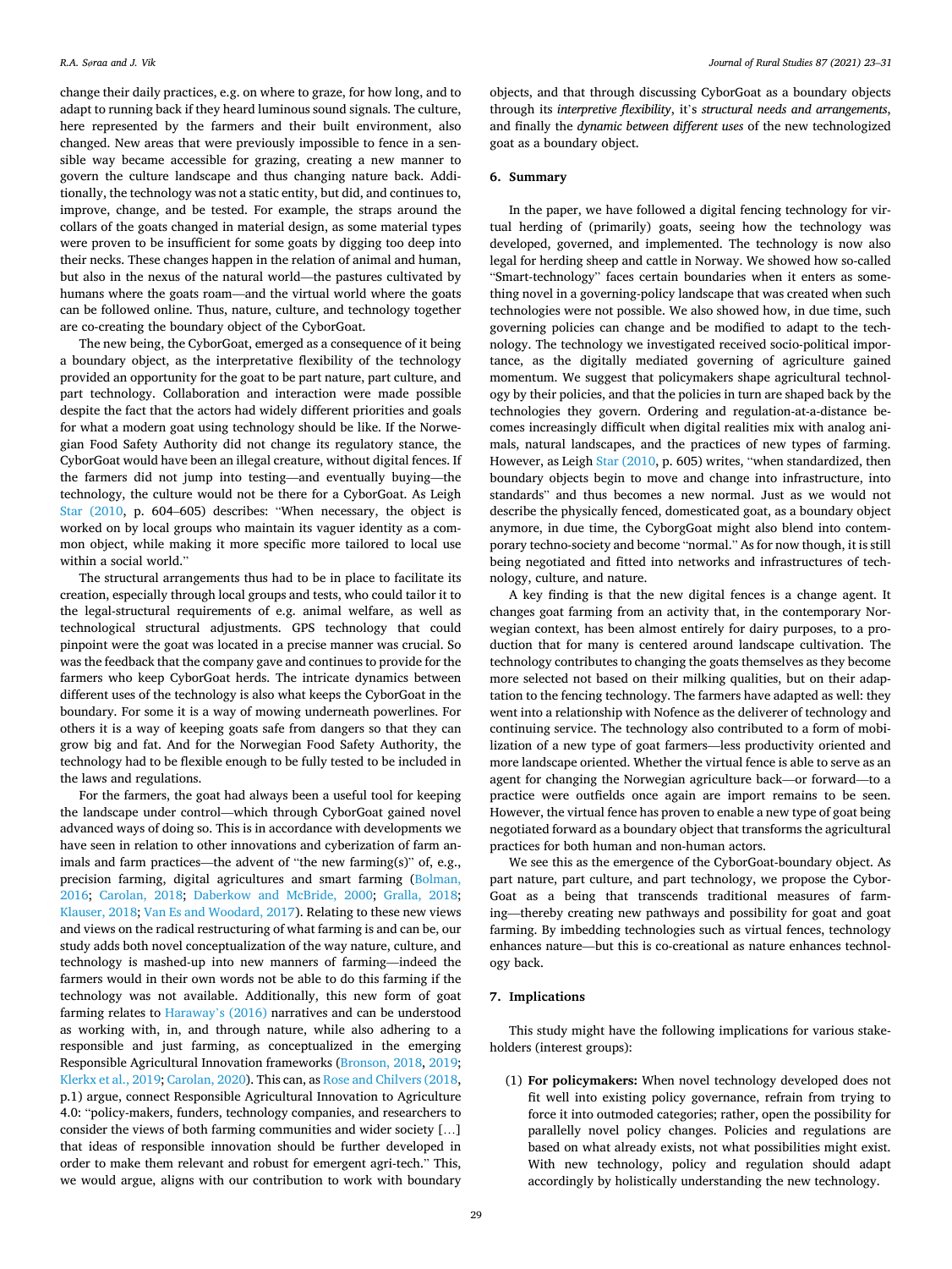change their daily practices, e.g. on where to graze, for how long, and to adapt to running back if they heard luminous sound signals. The culture, here represented by the farmers and their built environment, also changed. New areas that were previously impossible to fence in a sensible way became accessible for grazing, creating a new manner to govern the culture landscape and thus changing nature back. Additionally, the technology was not a static entity, but did, and continues to, improve, change, and be tested. For example, the straps around the collars of the goats changed in material design, as some material types were proven to be insufficient for some goats by digging too deep into their necks. These changes happen in the relation of animal and human, but also in the nexus of the natural world—the pastures cultivated by humans where the goats roam—and the virtual world where the goats can be followed online. Thus, nature, culture, and technology together are co-creating the boundary object of the CyborGoat.

The new being, the CyborGoat, emerged as a consequence of it being a boundary object, as the interpretative flexibility of the technology provided an opportunity for the goat to be part nature, part culture, and part technology. Collaboration and interaction were made possible despite the fact that the actors had widely different priorities and goals for what a modern goat using technology should be like. If the Norwegian Food Safety Authority did not change its regulatory stance, the CyborGoat would have been an illegal creature, without digital fences. If the farmers did not jump into testing—and eventually buying—the technology, the culture would not be there for a CyborGoat. As Leigh Star (2010, p. 604–605) describes: "When necessary, the object is worked on by local groups who maintain its vaguer identity as a common object, while making it more specific more tailored to local use within a social world."

The structural arrangements thus had to be in place to facilitate its creation, especially through local groups and tests, who could tailor it to the legal-structural requirements of e.g. animal welfare, as well as technological structural adjustments. GPS technology that could pinpoint were the goat was located in a precise manner was crucial. So was the feedback that the company gave and continues to provide for the farmers who keep CyborGoat herds. The intricate dynamics between different uses of the technology is also what keeps the CyborGoat in the boundary. For some it is a way of mowing underneath powerlines. For others it is a way of keeping goats safe from dangers so that they can grow big and fat. And for the Norwegian Food Safety Authority, the technology had to be flexible enough to be fully tested to be included in the laws and regulations.

For the farmers, the goat had always been a useful tool for keeping the landscape under control—which through CyborGoat gained novel advanced ways of doing so. This is in accordance with developments we have seen in relation to other innovations and cyberization of farm animals and farm practices—the advent of "the new farming(s)" of, e.g., precision farming, digital agricultures and smart farming (Bolman, 2016; Carolan, 2018; Daberkow and McBride, 2000; Gralla, 2018; Klauser, 2018; Van Es and Woodard, 2017). Relating to these new views and views on the radical restructuring of what farming is and can be, our study adds both novel conceptualization of the way nature, culture, and technology is mashed-up into new manners of farming—indeed the farmers would in their own words not be able to do this farming if the technology was not available. Additionally, this new form of goat farming relates to Haraway's (2016) narratives and can be understood as working with, in, and through nature, while also adhering to a responsible and just farming, as conceptualized in the emerging Responsible Agricultural Innovation frameworks (Bronson, 2018, 2019; Klerkx et al., 2019; Carolan, 2020). This can, as Rose and Chilvers (2018, p.1) argue, connect Responsible Agricultural Innovation to Agriculture 4.0: "policy-makers, funders, technology companies, and researchers to consider the views of both farming communities and wider society […] that ideas of responsible innovation should be further developed in order to make them relevant and robust for emergent agri-tech." This, we would argue, aligns with our contribution to work with boundary objects, and that through discussing CyborGoat as a boundary objects through its *interpretive flexibility*, it's *structural needs and arrangements*, and finally the *dynamic between different uses* of the new technologized goat as a boundary object.

## 6. Summary

In the paper, we have followed a digital fencing technology for virtual herding of (primarily) goats, seeing how the technology was developed, governed, and implemented. The technology is now also legal for herding sheep and cattle in Norway. We showed how so-called "Smart-technology" faces certain boundaries when it enters as something novel in a governing-policy landscape that was created when such technologies were not possible. We also showed how, in due time, such governing policies can change and be modified to adapt to the technology. The technology we investigated received socio-political importance, as the digitally mediated governing of agriculture gained momentum. We suggest that policymakers shape agricultural technology by their policies, and that the policies in turn are shaped back by the technologies they govern. Ordering and regulation-at-a-distance becomes increasingly difficult when digital realities mix with analog animals, natural landscapes, and the practices of new types of farming. However, as Leigh Star (2010, p. 605) writes, "when standardized, then boundary objects begin to move and change into infrastructure, into standards" and thus becomes a new normal. Just as we would not describe the physically fenced, domesticated goat, as a boundary object anymore, in due time, the CyborgGoat might also blend into contemporary techno-society and become "normal." As for now though, it is still being negotiated and fitted into networks and infrastructures of technology, culture, and nature.

A key finding is that the new digital fences is a change agent. It changes goat farming from an activity that, in the contemporary Norwegian context, has been almost entirely for dairy purposes, to a production that for many is centered around landscape cultivation. The technology contributes to changing the goats themselves as they become more selected not based on their milking qualities, but on their adaptation to the fencing technology. The farmers have adapted as well: they went into a relationship with Nofence as the deliverer of technology and continuing service. The technology also contributed to a form of mobilization of a new type of goat farmers—less productivity oriented and more landscape oriented. Whether the virtual fence is able to serve as an agent for changing the Norwegian agriculture back—or forward—to a practice were outfields once again are import remains to be seen. However, the virtual fence has proven to enable a new type of goat being negotiated forward as a boundary object that transforms the agricultural practices for both human and non-human actors.

We see this as the emergence of the CyborGoat-boundary object. As part nature, part culture, and part technology, we propose the CyborGoat as a being that transcends traditional measures of farming—thereby creating new pathways and possibility for goat and goat farming. By imbedding technologies such as virtual fences, technology enhances nature—but this is co-creational as nature enhances technology back.

## 7. Implications

This study might have the following implications for various stakeholders (interest groups):

(1) **For policymakers:** When novel technology developed does not fit well into existing policy governance, refrain from trying to force it into outmoded categories; rather, open the possibility for parallelly novel policy changes. Policies and regulations are based on what already exists, not what possibilities might exist. With new technology, policy and regulation should adapt accordingly by holistically understanding the new technology.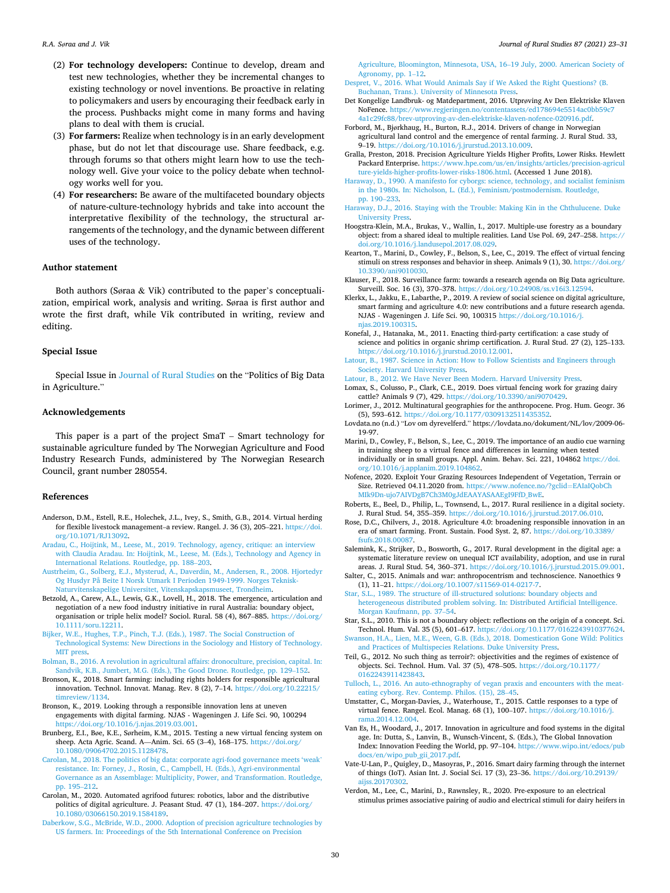(2) **For technology developers:** Continue to develop, dream and test new technologies, whether they be incremental changes to existing technology or novel inventions. Be proactive in relating to policymakers and users by encouraging their feedback early in the process. Pushbacks might come in many forms and having plans to deal with them is crucial.

(3) **For farmers:** Realize when technology is in an early development phase, but do not let that discourage use. Share feedback, e.g. through forums so that others might learn how to use the technology well. Give your voice to the policy debate when technology works well for you.

(4) **For researchers:** Be aware of the multifaceted boundary objects of nature-culture-technology hybrids and take into account the interpretative flexibility of the technology, the structural arrangements of the technology, and the dynamic between different uses of the technology.

## Author statement

Both authors (Søraa & Vik) contributed to the paper's conceptualization, empirical work, analysis and writing. Søraa is first author and wrote the first draft, while Vik contributed in writing, review and editing.

## Special Issue

Special Issue in Journal of Rural Studies on the "Politics of Big Data in Agriculture."

## Acknowledgements

This paper is a part of the project SmaT – Smart technology for sustainable agriculture funded by The Norwegian Agriculture and Food Industry Research Funds, administered by The Norwegian Research Council, grant number 280554.

## References

Anderson, D.M., Estell, R.E., Holechek, J.L., Ivey, S., Smith, G.B., 2014. Virtual herding for flexible livestock management–a review. Rangel. J. 36 (3), 205–221. https://doi.org/10.1071/RJ13092.

Aradau, C., Hoijtink, M., Leese, M., 2019. Technology, agency, critique: an interview with Claudia Aradau. In: Hoijtink, M., Leese, M. (Eds.), Technology and Agency in International Relations. Routledge, pp. 188–203.

Austrheim, G., Solberg, E.J., Mysterud, A., Daverdin, M., Andersen, R., 2008. Hjortedyr Og Husdyr På Beite I Norsk Utmark I Perioden 1949-1999. Norges Teknisk-Naturvitenskapelige Universitet, Vitenskapskapsmuseet, Trondheim.

Betzold, A., Carew, A.L., Lewis, G.K., Lovell, H., 2018. The emergence, articulation and negotiation of a new food industry initiative in rural Australia: boundary object, organisation or triple helix model? Sociol. Rural. 58 (4), 867–885. https://doi.org/10.1111/soru.12211.

Bijker, W.E., Hughes, T.P., Pinch, T.J. (Eds.), 1987. The Social Construction of Technological Systems: New Directions in the Sociology and History of Technology. MIT press.

Bolman, B., 2016. A revolution in agricultural affairs: dronoculture, precision, capital. In: Sandvik, K.B., Jumbert, M.G. (Eds.), The Good Drone. Routledge, pp. 129–152.

Bronson, K., 2018. Smart farming: including rights holders for responsible agricultural innovation. Technol. Innovat. Manag. Rev. 8 (2), 7–14. https://doi.org/10.22215/timreview/1134.

Bronson, K., 2019. Looking through a responsible innovation lens at uneven engagements with digital farming. NJAS - Wageningen J. Life Sci. 90, 100294 https://doi.org/10.1016/j.njas.2019.03.001.

Brunberg, E.I., Bøe, K.E., Sørheim, K.M., 2015. Testing a new virtual fencing system on sheep. Acta Agric. Scand. A—Anim. Sci. 65 (3–4), 168–175. https://doi.org/10.1080/09064702.2015.1128478.

Carolan, M., 2018. The politics of big data: corporate agri-food governance meets 'weak' resistance. In: Forney, J., Rosin, C., Campbell, H. (Eds.), Agri-environmental Governance as an Assemblage: Multiplicity, Power, and Transformation. Routledge, pp. 195–212.

Carolan, M., 2020. Automated agrifood futures: robotics, labor and the distributive politics of digital agriculture. J. Peasant Stud. 47 (1), 184–207. https://doi.org/10.1080/03066150.2019.1584189.

Daberkow, S.G., McBride, W.D., 2000. Adoption of precision agriculture technologies by US farmers. In: Proceedings of the 5th International Conference on Precision Agriculture, Bloomington, Minnesota, USA, 16–19 July, 2000. American Society of Agronomy, pp. 1–12.

Despret, V., 2016. What Would Animals Say if We Asked the Right Questions? (B. Buchanan, Trans.). University of Minnesota Press.

Det Kongelige Landbruk- og Matdepartment, 2016. Utprøving Av Den Elektriske Klaven NoFence. https://www.regjeringen.no/contentassets/ed178694e5514ac0bb59c74a1c29fc88/brev-utproving-av-den-elektriske-klaven-nofence-020916.pdf.

Forbord, M., Bjørkhaug, H., Burton, R.J., 2014. Drivers of change in Norwegian agricultural land control and the emergence of rental farming. J. Rural Stud. 33, 9–19. https://doi.org/10.1016/j.jrurstud.2013.10.009.

Gralla, Preston, 2018. Precision Agriculture Yields Higher Profits, Lower Risks. Hewlett Packard Enterprise. https://www.hpe.com/us/en/insights/articles/precision-agriculture-yields-higher-profits-lower-risks-1806.html. (Accessed 1 June 2018).

Haraway, D., 1990. A manifesto for cyborgs: science, technology, and socialist feminism in the 1980s. In: Nicholson, L. (Ed.), Feminism/postmodernism. Routledge, pp. 190–233.

Haraway, D.J., 2016. Staying with the Trouble: Making Kin in the Chthulucene. Duke University Press.

Hoogstra-Klein, M.A., Brukas, V., Wallin, I., 2017. Multiple-use forestry as a boundary object: from a shared ideal to multiple realities. Land Use Pol. 69, 247–258. https://doi.org/10.1016/j.landusepol.2017.08.029.

Kearton, T., Marini, D., Cowley, F., Belson, S., Lee, C., 2019. The effect of virtual fencing stimuli on stress responses and behavior in sheep. Animals 9 (1), 30. https://doi.org/10.3390/ani9010030.

Klauser, F., 2018. Surveillance farm: towards a research agenda on Big Data agriculture. Surveill. Soc. 16 (3), 370–378. https://doi.org/10.24908/ss.v16i3.12594.

Klerkx, L., Jakku, E., Labarthe, P., 2019. A review of social science on digital agriculture, smart farming and agriculture 4.0: new contributions and a future research agenda. NJAS - Wageningen J. Life Sci. 90, 100315 https://doi.org/10.1016/j.njas.2019.100315.

Konefal, J., Hatanaka, M., 2011. Enacting third-party certification: a case study of science and politics in organic shrimp certification. J. Rural Stud. 27 (2), 125–133. https://doi.org/10.1016/j.jrurstud.2010.12.001.

Latour, B., 1987. Science in Action: How to Follow Scientists and Engineers through Society. Harvard University Press.

Latour, B., 2012. We Have Never Been Modern. Harvard University Press.

Lomax, S., Colusso, P., Clark, C.E., 2019. Does virtual fencing work for grazing dairy cattle? Animals 9 (7), 429. https://doi.org/10.3390/ani9070429.

Lorimer, J., 2012. Multinatural geographies for the anthropocene. Prog. Hum. Geogr. 36 (5), 593–612. https://doi.org/10.1177/0309132511435352.

Lovdata.no (n.d.) "Lov om dyrevelferd." https://lovdata.no/dokument/NL/lov/2009-06-19-97.

Marini, D., Cowley, F., Belson, S., Lee, C., 2019. The importance of an audio cue warning in training sheep to a virtual fence and differences in learning when tested individually or in small groups. Appl. Anim. Behav. Sci. 221, 104862 https://doi.org/10.1016/j.applanim.2019.104862.

Nofence, 2020. Exploit Your Grazing Resources Independent of Vegetation, Terrain or Size. Retrieved 04.11.2020 from. https://www.nofence.no/?gclid=EAIaIQobChMIk9Dn-ujo7AIVDgB7Ch3M0gJdEAAYASAAEgI9FfD_BwE.

Roberts, E., Beel, D., Philip, L., Townsend, L., 2017. Rural resilience in a digital society. J. Rural Stud. 54, 355–359. https://doi.org/10.1016/j.jrurstud.2017.06.010.

Rose, D.C., Chilvers, J., 2018. Agriculture 4.0: broadening responsible innovation in an era of smart farming. Front. Sustain. Food Syst. 2, 87. https://doi.org/10.3389/fsufs.2018.00087.

Salemink, K., Strijker, D., Bosworth, G., 2017. Rural development in the digital age: a systematic literature review on unequal ICT availability, adoption, and use in rural areas. J. Rural Stud. 54, 360–371. https://doi.org/10.1016/j.jrurstud.2015.09.001.

Salter, C., 2015. Animals and war: anthropocentrism and technoscience. Nanoethics 9 (1), 11–21. https://doi.org/10.1007/s11569-014-0217-7.

Star, S.L., 1989. The structure of ill-structured solutions: boundary objects and heterogeneous distributed problem solving. In: Distributed Artificial Intelligence. Morgan Kaufmann, pp. 37–54.

Star, S.L., 2010. This is not a boundary object: reflections on the origin of a concept. Sci. Technol. Hum. Val. 35 (5), 601–617. https://doi.org/10.1177/0162243910377624.

Swanson, H.A., Lien, M.E., Ween, G.B. (Eds.), 2018. Domestication Gone Wild: Politics and Practices of Multispecies Relations. Duke University Press.

Teil, G., 2012. No such thing as terroir?: objectivities and the regimes of existence of objects. Sci. Technol. Hum. Val. 37 (5), 478–505. https://doi.org/10.1177/0162243911423843.

Tulloch, L., 2016. An auto-ethnography of vegan praxis and encounters with the meat-eating cyborg. Rev. Contemp. Philos. (15), 28–45.

Umstatter, C., Morgan-Davies, J., Waterhouse, T., 2015. Cattle responses to a type of virtual fence. Rangel. Ecol. Manag. 68 (1), 100–107. https://doi.org/10.1016/j.rama.2014.12.004.

Van Es, H., Woodard, J., 2017. Innovation in agriculture and food systems in the digital age. In: Dutta, S., Lanvin, B., Wunsch-Vincent, S. (Eds.), The Global Innovation Index: Innovation Feeding the World, pp. 97–104. https://www.wipo.int/edocs/pubdocs/en/wipo_pub_gii_2017.pdf.

Vate-U-Lan, P., Quigley, D., Masoyras, P., 2016. Smart dairy farming through the internet of things (IoT). Asian Int. J. Social Sci. 17 (3), 23–36. https://doi.org/10.29139/aijss.20170302.

Verdon, M., Lee, C., Marini, D., Rawnsley, R., 2020. Pre-exposure to an electrical stimulus primes associative pairing of audio and electrical stimuli for dairy heifers in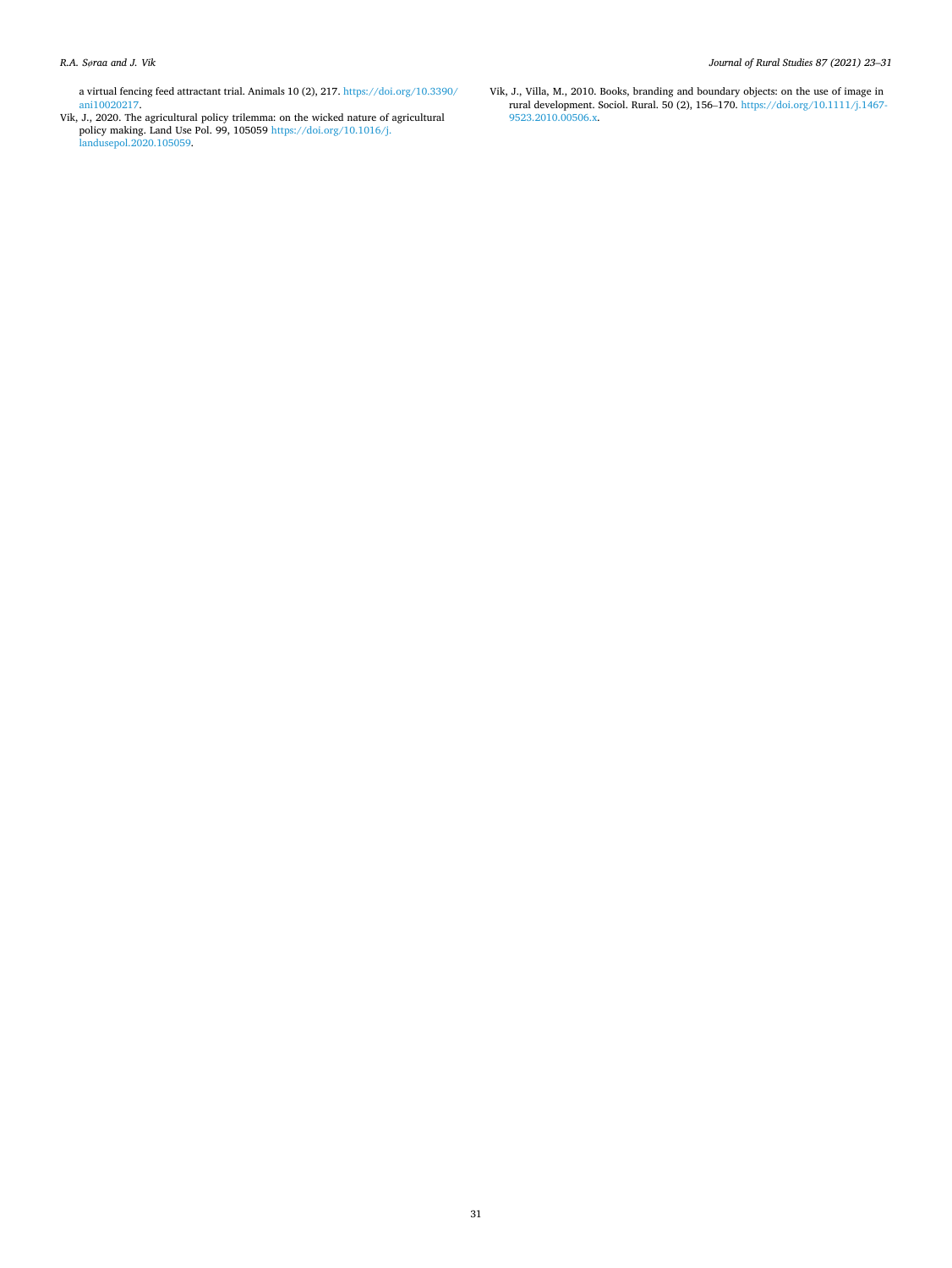a virtual fencing feed attractant trial. Animals 10 (2), 217. https://doi.org/10.3390/ani10020217.

Vik, J., 2020. The agricultural policy trilemma: on the wicked nature of agricultural policy making. Land Use Pol. 99, 105059 https://doi.org/10.1016/j.landusepol.2020.105059.

Vik, J., Villa, M., 2010. Books, branding and boundary objects: on the use of image in rural development. Sociol. Rural. 50 (2), 156–170. https://doi.org/10.1111/j.1467-9523.2010.00506.x.